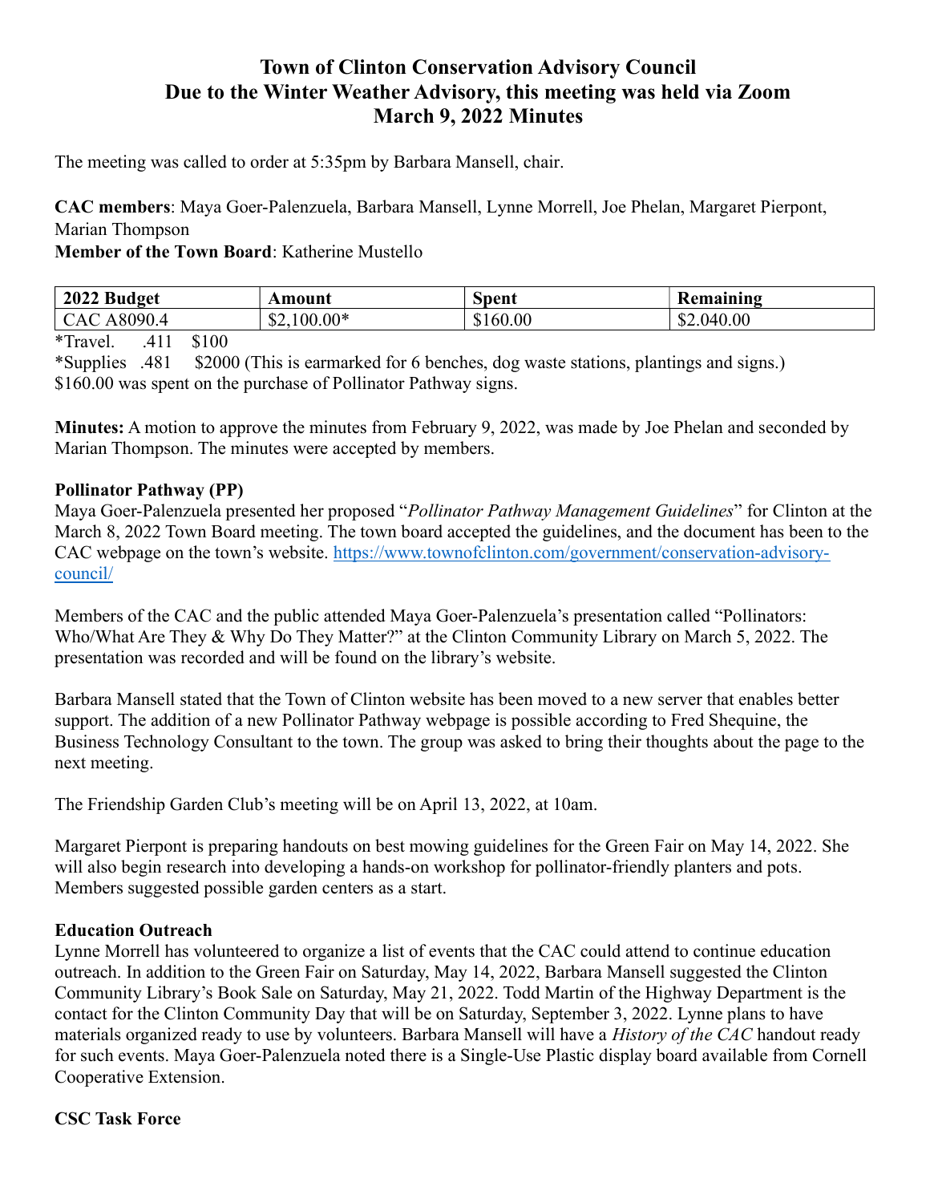# Town of Clinton Conservation Advisory Council
# Due to the Winter Weather Advisory, this meeting was held via Zoom
# March 9, 2022 Minutes

The meeting was called to order at 5:35pm by Barbara Mansell, chair.

**CAC members**: Maya Goer-Palenzuela, Barbara Mansell, Lynne Morrell, Joe Phelan, Margaret Pierpont, Marian Thompson
**Member of the Town Board**: Katherine Mustello

| 2022 Budget | Amount | Spent | Remaining |
|---|---|---|---|
| CAC A8090.4 | $2,100.00* | $160.00 | $2.040.00 |

*Travel. .411 $100
*Supplies .481 $2000 (This is earmarked for 6 benches, dog waste stations, plantings and signs.)
$160.00 was spent on the purchase of Pollinator Pathway signs.

**Minutes:** A motion to approve the minutes from February 9, 2022, was made by Joe Phelan and seconded by Marian Thompson. The minutes were accepted by members.

**Pollinator Pathway (PP)**
Maya Goer-Palenzuela presented her proposed "*Pollinator Pathway Management Guidelines*" for Clinton at the March 8, 2022 Town Board meeting. The town board accepted the guidelines, and the document has been to the CAC webpage on the town's website. https://www.townofclinton.com/government/conservation-advisory-council/

Members of the CAC and the public attended Maya Goer-Palenzuela's presentation called "Pollinators: Who/What Are They & Why Do They Matter?" at the Clinton Community Library on March 5, 2022. The presentation was recorded and will be found on the library's website.

Barbara Mansell stated that the Town of Clinton website has been moved to a new server that enables better support. The addition of a new Pollinator Pathway webpage is possible according to Fred Shequine, the Business Technology Consultant to the town. The group was asked to bring their thoughts about the page to the next meeting.

The Friendship Garden Club's meeting will be on April 13, 2022, at 10am.

Margaret Pierpont is preparing handouts on best mowing guidelines for the Green Fair on May 14, 2022. She will also begin research into developing a hands-on workshop for pollinator-friendly planters and pots. Members suggested possible garden centers as a start.

**Education Outreach**
Lynne Morrell has volunteered to organize a list of events that the CAC could attend to continue education outreach. In addition to the Green Fair on Saturday, May 14, 2022, Barbara Mansell suggested the Clinton Community Library's Book Sale on Saturday, May 21, 2022. Todd Martin of the Highway Department is the contact for the Clinton Community Day that will be on Saturday, September 3, 2022. Lynne plans to have materials organized ready to use by volunteers. Barbara Mansell will have a *History of the CAC* handout ready for such events. Maya Goer-Palenzuela noted there is a Single-Use Plastic display board available from Cornell Cooperative Extension.

**CSC Task Force**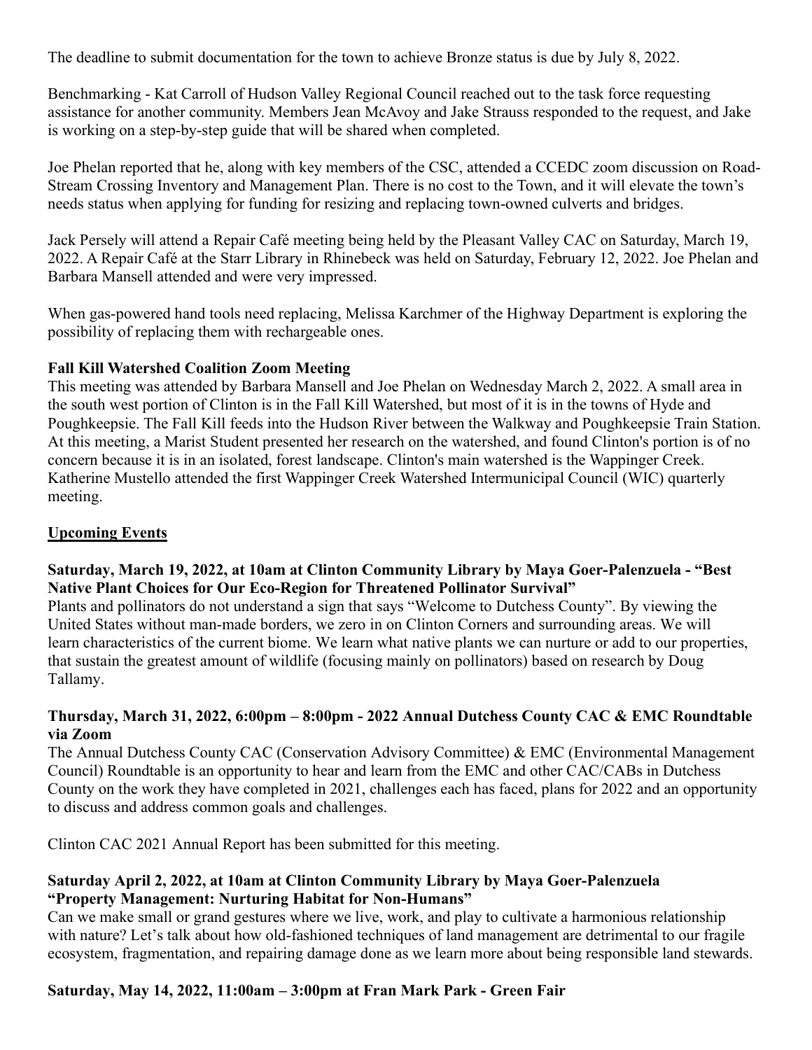The deadline to submit documentation for the town to achieve Bronze status is due by July 8, 2022.

Benchmarking - Kat Carroll of Hudson Valley Regional Council reached out to the task force requesting assistance for another community. Members Jean McAvoy and Jake Strauss responded to the request, and Jake is working on a step-by-step guide that will be shared when completed.

Joe Phelan reported that he, along with key members of the CSC, attended a CCEDC zoom discussion on Road-Stream Crossing Inventory and Management Plan. There is no cost to the Town, and it will elevate the town's needs status when applying for funding for resizing and replacing town-owned culverts and bridges.

Jack Persely will attend a Repair Café meeting being held by the Pleasant Valley CAC on Saturday, March 19, 2022. A Repair Café at the Starr Library in Rhinebeck was held on Saturday, February 12, 2022. Joe Phelan and Barbara Mansell attended and were very impressed.

When gas-powered hand tools need replacing, Melissa Karchmer of the Highway Department is exploring the possibility of replacing them with rechargeable ones.

**Fall Kill Watershed Coalition Zoom Meeting**

This meeting was attended by Barbara Mansell and Joe Phelan on Wednesday March 2, 2022. A small area in the south west portion of Clinton is in the Fall Kill Watershed, but most of it is in the towns of Hyde and Poughkeepsie. The Fall Kill feeds into the Hudson River between the Walkway and Poughkeepsie Train Station. At this meeting, a Marist Student presented her research on the watershed, and found Clinton's portion is of no concern because it is in an isolated, forest landscape. Clinton's main watershed is the Wappinger Creek. Katherine Mustello attended the first Wappinger Creek Watershed Intermunicipal Council (WIC) quarterly meeting.

**Upcoming Events**

**Saturday, March 19, 2022, at 10am at Clinton Community Library by Maya Goer-Palenzuela - "Best Native Plant Choices for Our Eco-Region for Threatened Pollinator Survival"**

Plants and pollinators do not understand a sign that says "Welcome to Dutchess County". By viewing the United States without man-made borders, we zero in on Clinton Corners and surrounding areas. We will learn characteristics of the current biome. We learn what native plants we can nurture or add to our properties, that sustain the greatest amount of wildlife (focusing mainly on pollinators) based on research by Doug Tallamy.

**Thursday, March 31, 2022, 6:00pm – 8:00pm - 2022 Annual Dutchess County CAC & EMC Roundtable via Zoom**

The Annual Dutchess County CAC (Conservation Advisory Committee) & EMC (Environmental Management Council) Roundtable is an opportunity to hear and learn from the EMC and other CAC/CABs in Dutchess County on the work they have completed in 2021, challenges each has faced, plans for 2022 and an opportunity to discuss and address common goals and challenges.

Clinton CAC 2021 Annual Report has been submitted for this meeting.

**Saturday April 2, 2022, at 10am at Clinton Community Library by Maya Goer-Palenzuela "Property Management: Nurturing Habitat for Non-Humans"**

Can we make small or grand gestures where we live, work, and play to cultivate a harmonious relationship with nature? Let's talk about how old-fashioned techniques of land management are detrimental to our fragile ecosystem, fragmentation, and repairing damage done as we learn more about being responsible land stewards.

**Saturday, May 14, 2022, 11:00am – 3:00pm at Fran Mark Park - Green Fair**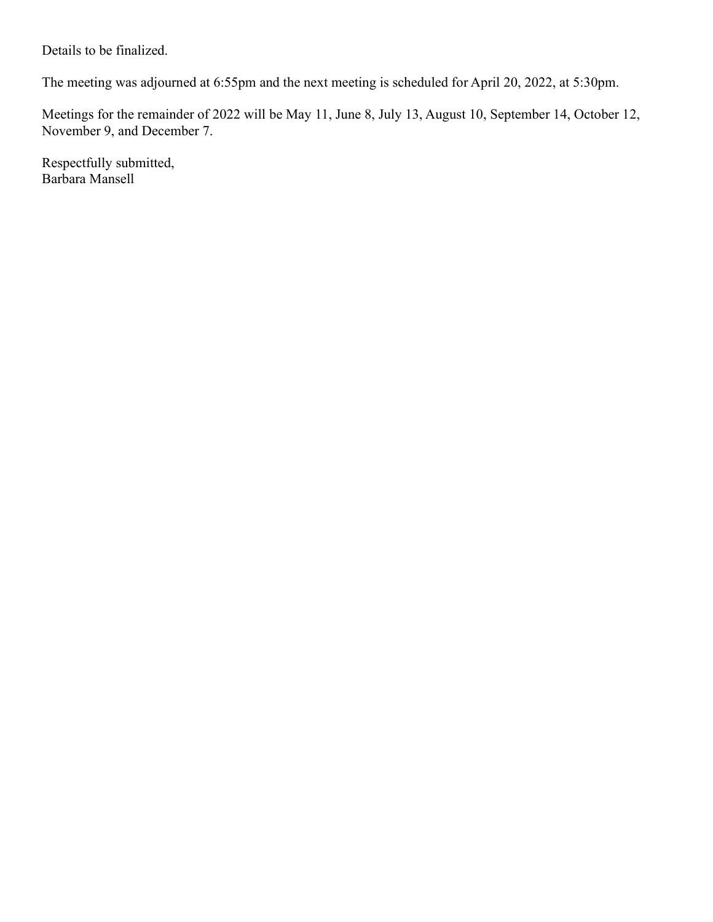Details to be finalized.

The meeting was adjourned at 6:55pm and the next meeting is scheduled for April 20, 2022, at 5:30pm.

Meetings for the remainder of 2022 will be May 11, June 8, July 13, August 10, September 14, October 12, November 9, and December 7.

Respectfully submitted,  
Barbara Mansell